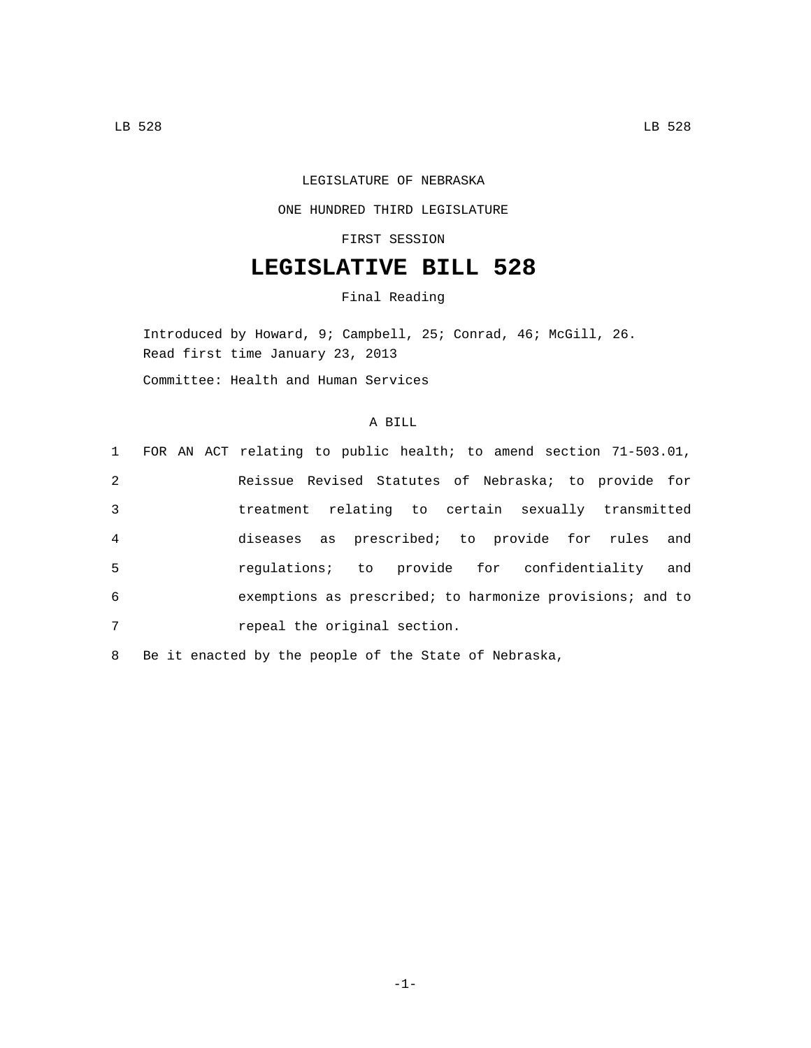LEGISLATURE OF NEBRASKA

ONE HUNDRED THIRD LEGISLATURE

FIRST SESSION

# LEGISLATIVE BILL 528

Final Reading

Introduced by Howard, 9; Campbell, 25; Conrad, 46; McGill, 26.
Read first time January 23, 2013

Committee: Health and Human Services

A BILL

1 FOR AN ACT relating to public health; to amend section 71-503.01,
2 Reissue Revised Statutes of Nebraska; to provide for
3 treatment relating to certain sexually transmitted
4 diseases as prescribed; to provide for rules and
5 regulations; to provide for confidentiality and
6 exemptions as prescribed; to harmonize provisions; and to
7 repeal the original section.

8 Be it enacted by the people of the State of Nebraska,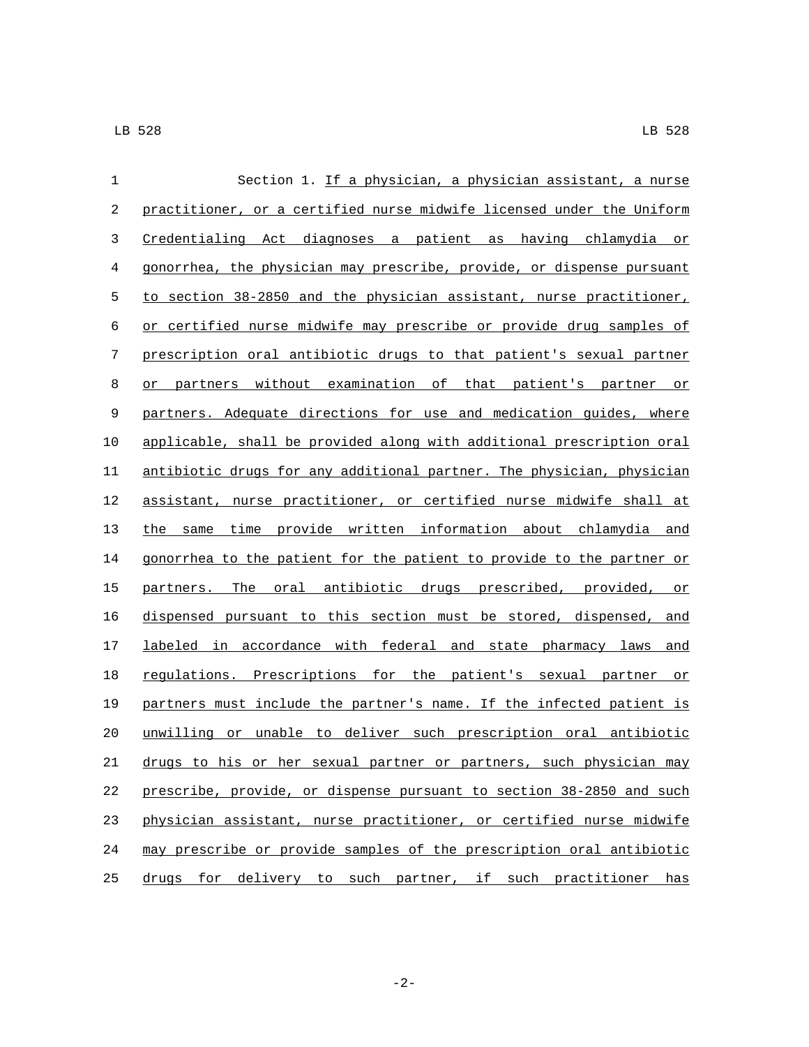Section 1. If a physician, a physician assistant, a nurse practitioner, or a certified nurse midwife licensed under the Uniform Credentialing Act diagnoses a patient as having chlamydia or gonorrhea, the physician may prescribe, provide, or dispense pursuant to section 38-2850 and the physician assistant, nurse practitioner, or certified nurse midwife may prescribe or provide drug samples of prescription oral antibiotic drugs to that patient's sexual partner or partners without examination of that patient's partner or partners. Adequate directions for use and medication guides, where applicable, shall be provided along with additional prescription oral antibiotic drugs for any additional partner. The physician, physician assistant, nurse practitioner, or certified nurse midwife shall at the same time provide written information about chlamydia and gonorrhea to the patient for the patient to provide to the partner or partners. The oral antibiotic drugs prescribed, provided, or dispensed pursuant to this section must be stored, dispensed, and labeled in accordance with federal and state pharmacy laws and regulations. Prescriptions for the patient's sexual partner or partners must include the partner's name. If the infected patient is unwilling or unable to deliver such prescription oral antibiotic drugs to his or her sexual partner or partners, such physician may prescribe, provide, or dispense pursuant to section 38-2850 and such physician assistant, nurse practitioner, or certified nurse midwife may prescribe or provide samples of the prescription oral antibiotic drugs for delivery to such partner, if such practitioner has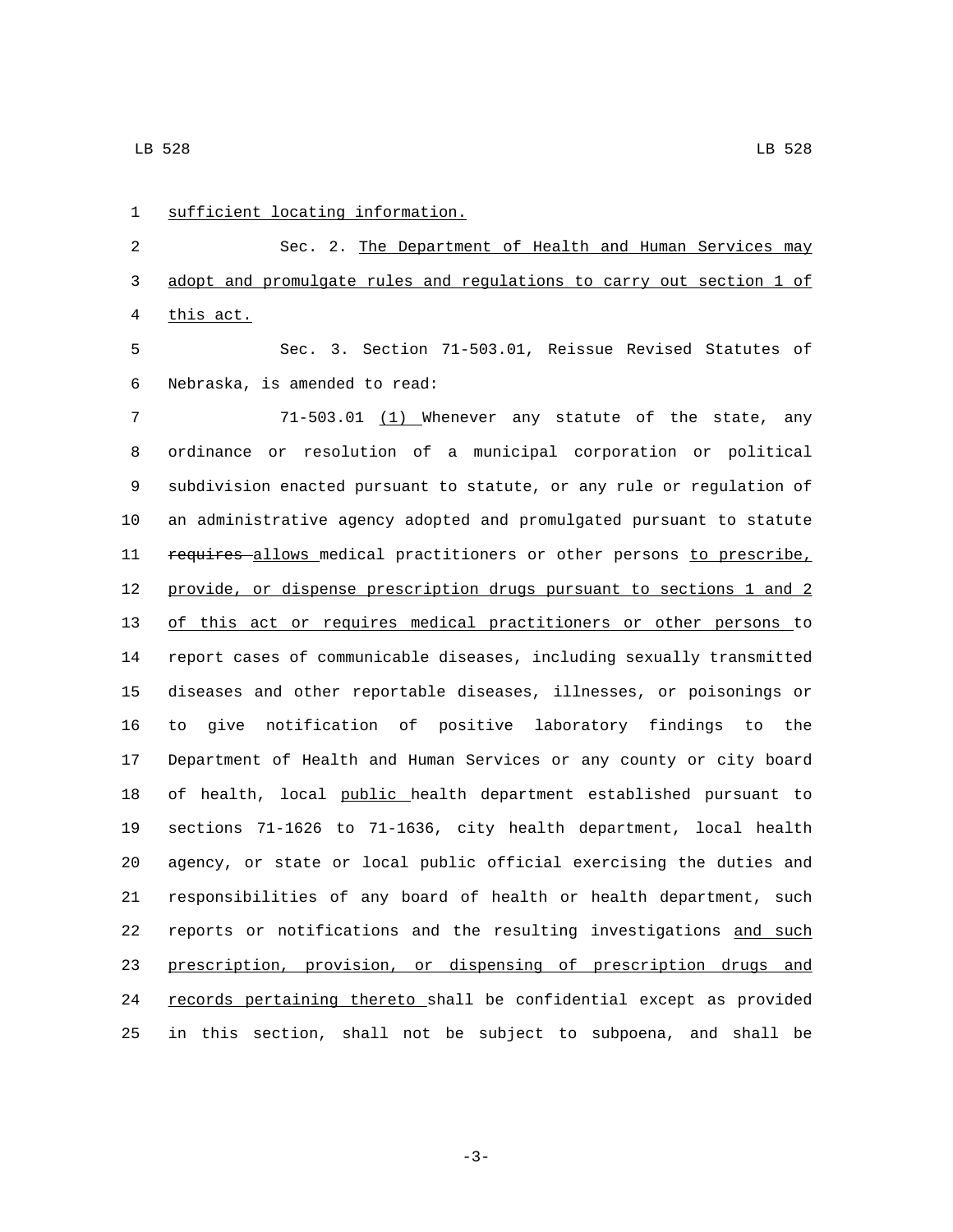sufficient locating information.

Sec. 2. The Department of Health and Human Services may adopt and promulgate rules and regulations to carry out section 1 of this act.

Sec. 3. Section 71-503.01, Reissue Revised Statutes of Nebraska, is amended to read:

71-503.01 (1) Whenever any statute of the state, any ordinance or resolution of a municipal corporation or political subdivision enacted pursuant to statute, or any rule or regulation of an administrative agency adopted and promulgated pursuant to statute ~~requires~~ allows medical practitioners or other persons to prescribe, provide, or dispense prescription drugs pursuant to sections 1 and 2 of this act or requires medical practitioners or other persons to report cases of communicable diseases, including sexually transmitted diseases and other reportable diseases, illnesses, or poisonings or to give notification of positive laboratory findings to the Department of Health and Human Services or any county or city board of health, local public health department established pursuant to sections 71-1626 to 71-1636, city health department, local health agency, or state or local public official exercising the duties and responsibilities of any board of health or health department, such reports or notifications and the resulting investigations and such prescription, provision, or dispensing of prescription drugs and records pertaining thereto shall be confidential except as provided in this section, shall not be subject to subpoena, and shall be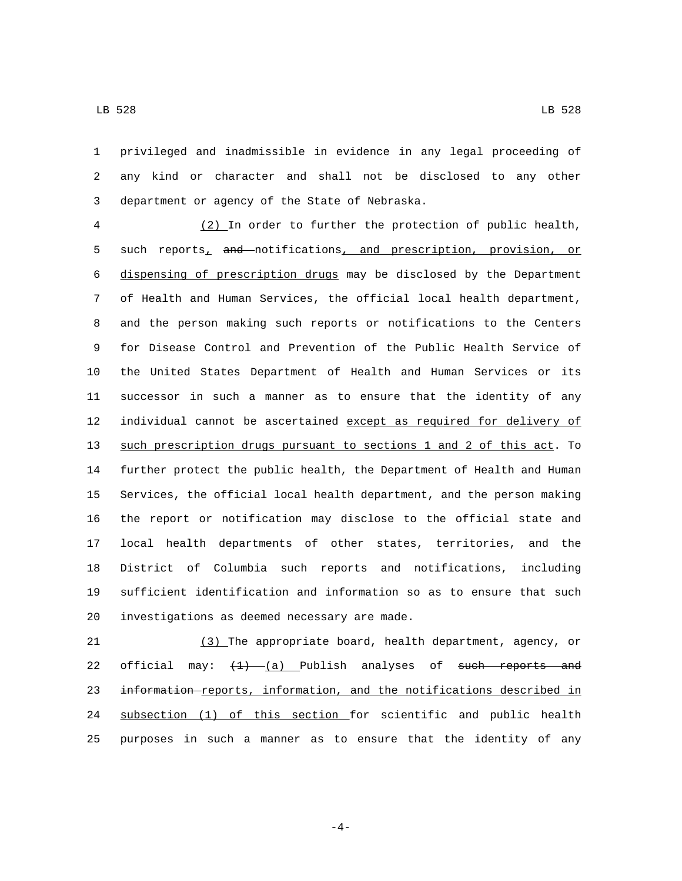privileged and inadmissible in evidence in any legal proceeding of any kind or character and shall not be disclosed to any other department or agency of the State of Nebraska.

(2) In order to further the protection of public health, such reports, ~~and~~ notifications, and prescription, provision, or dispensing of prescription drugs may be disclosed by the Department of Health and Human Services, the official local health department, and the person making such reports or notifications to the Centers for Disease Control and Prevention of the Public Health Service of the United States Department of Health and Human Services or its successor in such a manner as to ensure that the identity of any individual cannot be ascertained except as required for delivery of such prescription drugs pursuant to sections 1 and 2 of this act. To further protect the public health, the Department of Health and Human Services, the official local health department, and the person making the report or notification may disclose to the official state and local health departments of other states, territories, and the District of Columbia such reports and notifications, including sufficient identification and information so as to ensure that such investigations as deemed necessary are made.

(3) The appropriate board, health department, agency, or official may: ~~(1)~~ (a) Publish analyses of ~~such reports and information~~ reports, information, and the notifications described in subsection (1) of this section for scientific and public health purposes in such a manner as to ensure that the identity of any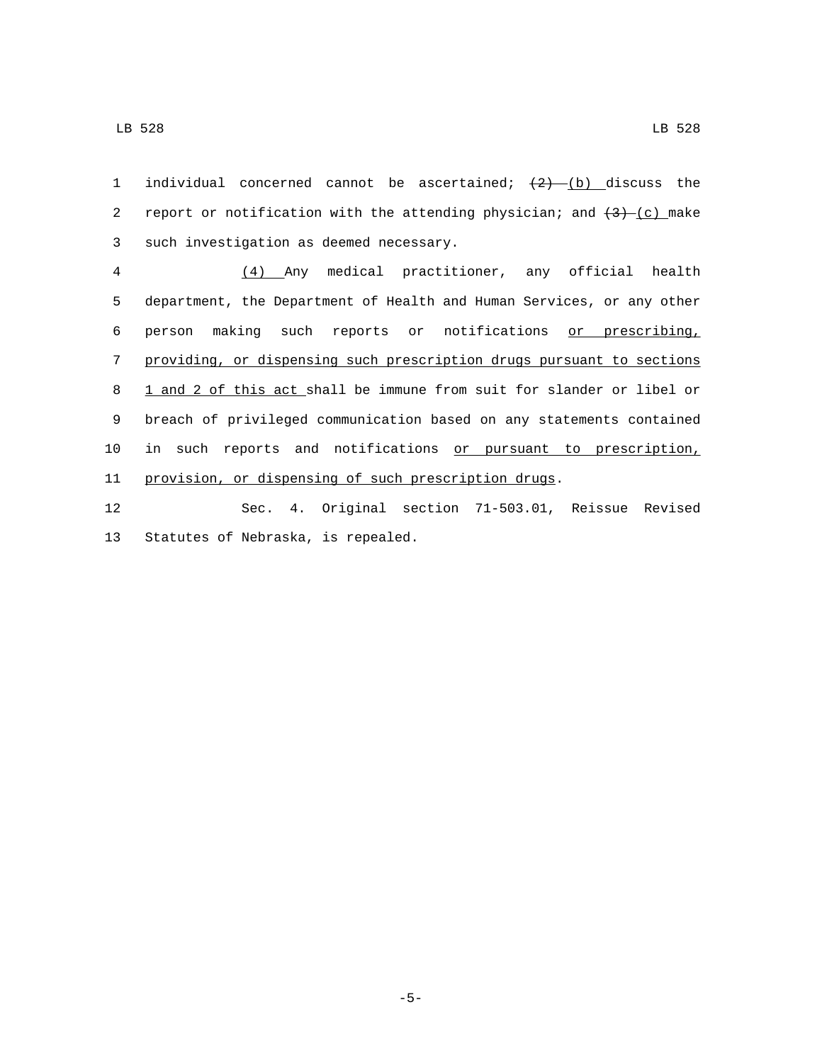individual concerned cannot be ascertained; ~~(2)~~ <u>(b)</u> discuss the report or notification with the attending physician; and ~~(3)~~ <u>(c)</u> make such investigation as deemed necessary.

<u>(4)</u> Any medical practitioner, any official health department, the Department of Health and Human Services, or any other person making such reports or notifications <u>or prescribing, providing, or dispensing such prescription drugs pursuant to sections 1 and 2 of this act</u> shall be immune from suit for slander or libel or breach of privileged communication based on any statements contained in such reports and notifications <u>or pursuant to prescription, provision, or dispensing of such prescription drugs</u>.

Sec. 4. Original section 71-503.01, Reissue Revised Statutes of Nebraska, is repealed.